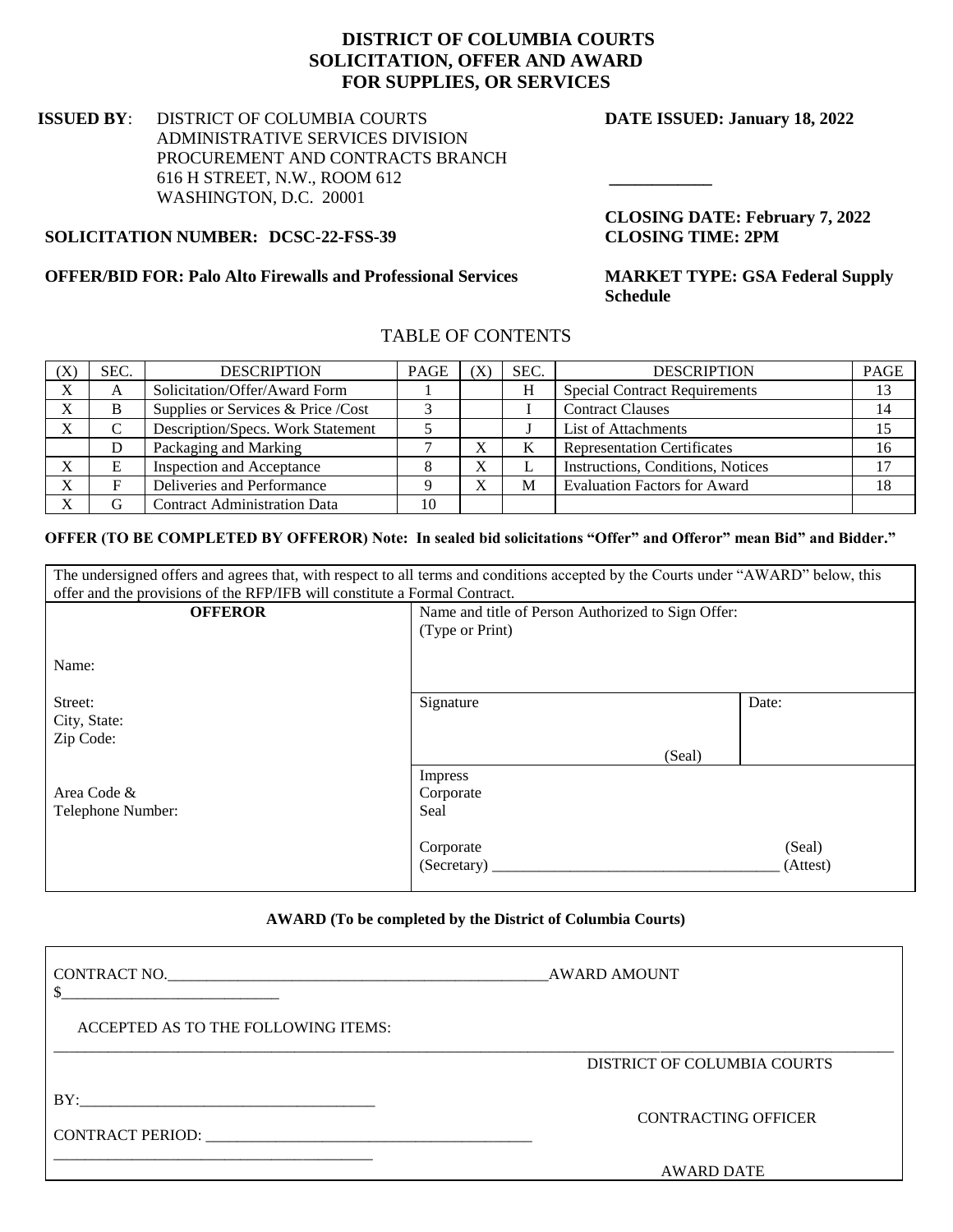# DISTRICT OF COLUMBIA COURTS
# SOLICITATION, OFFER AND AWARD
# FOR SUPPLIES, OR SERVICES

**ISSUED BY**: DISTRICT OF COLUMBIA COURTS
ADMINISTRATIVE SERVICES DIVISION
PROCUREMENT AND CONTRACTS BRANCH
616 H STREET, N.W., ROOM 612
WASHINGTON, D.C. 20001

**DATE ISSUED: January 18, 2022**

**SOLICITATION NUMBER: DCSC-22-FSS-39**

**CLOSING DATE: February 7, 2022**
**CLOSING TIME: 2PM**

**OFFER/BID FOR: Palo Alto Firewalls and Professional Services**

**MARKET TYPE: GSA Federal Supply Schedule**

## TABLE OF CONTENTS

| (X) | SEC. | DESCRIPTION | PAGE | (X) | SEC. | DESCRIPTION | PAGE |
|---|---|---|---|---|---|---|---|
| X | A | Solicitation/Offer/Award Form | 1 | | H | Special Contract Requirements | 13 |
| X | B | Supplies or Services & Price /Cost | 3 | | I | Contract Clauses | 14 |
| X | C | Description/Specs. Work Statement | 5 | | J | List of Attachments | 15 |
| | D | Packaging and Marking | 7 | X | K | Representation Certificates | 16 |
| X | E | Inspection and Acceptance | 8 | X | L | Instructions, Conditions, Notices | 17 |
| X | F | Deliveries and Performance | 9 | X | M | Evaluation Factors for Award | 18 |
| X | G | Contract Administration Data | 10 | | | | |

**OFFER (TO BE COMPLETED BY OFFEROR) Note: In sealed bid solicitations "Offer" and Offeror" mean Bid" and Bidder."**

The undersigned offers and agrees that, with respect to all terms and conditions accepted by the Courts under "AWARD" below, this offer and the provisions of the RFP/IFB will constitute a Formal Contract.

| **OFFEROR** | Name and title of Person Authorized to Sign Offer: (Type or Print) | |
|---|---|---|
| Name: | | |
| Street:<br>City, State:<br>Zip Code: | Signature<br><br>(Seal) | Date: |
| Area Code &<br>Telephone Number: | Impress Corporate Seal<br><br>Corporate (Secretary) ___________________________________ (Seal) (Attest) | |

**AWARD (To be completed by the District of Columbia Courts)**

CONTRACT NO.__________________________________________________AWARD AMOUNT $____________________________

ACCEPTED AS TO THE FOLLOWING ITEMS:

____________________________________________________________________________________________________

DISTRICT OF COLUMBIA COURTS

BY:______________________________________

CONTRACTING OFFICER

CONTRACT PERIOD: __________________________________________

__________________________________________

AWARD DATE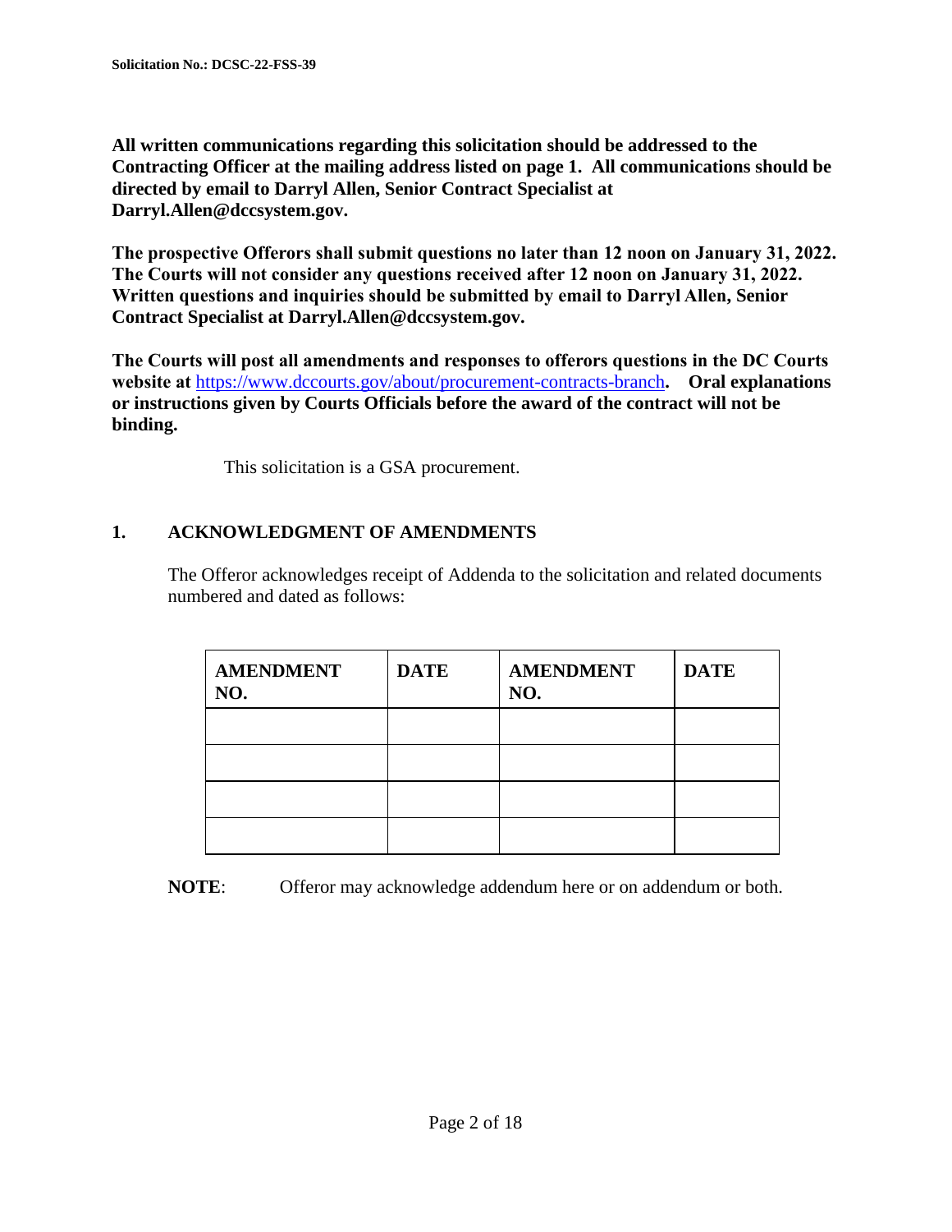**All written communications regarding this solicitation should be addressed to the Contracting Officer at the mailing address listed on page 1. All communications should be directed by email to Darryl Allen, Senior Contract Specialist at Darryl.Allen@dccsystem.gov.**

**The prospective Offerors shall submit questions no later than 12 noon on January 31, 2022. The Courts will not consider any questions received after 12 noon on January 31, 2022. Written questions and inquiries should be submitted by email to Darryl Allen, Senior Contract Specialist at Darryl.Allen@dccsystem.gov.**

**The Courts will post all amendments and responses to offerors questions in the DC Courts website at** [https://www.dccourts.gov/about/procurement-contracts-branch](https://www.dccourts.gov/about/procurement-contracts-branch)**. Oral explanations or instructions given by Courts Officials before the award of the contract will not be binding.**

This solicitation is a GSA procurement.

## 1. ACKNOWLEDGMENT OF AMENDMENTS

The Offeror acknowledges receipt of Addenda to the solicitation and related documents numbered and dated as follows:

| AMENDMENT NO. | DATE | AMENDMENT NO. | DATE |
|---|---|---|---|
| | | | |
| | | | |
| | | | |
| | | | |

**NOTE**: Offeror may acknowledge addendum here or on addendum or both.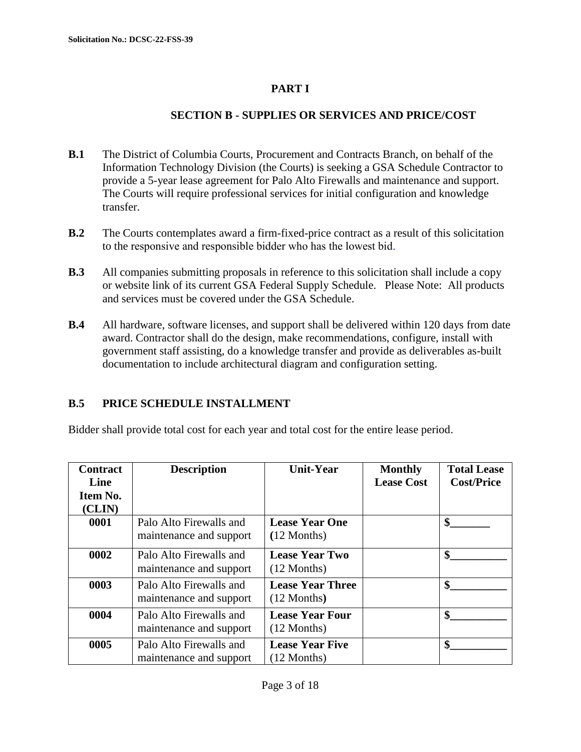# PART I

## SECTION B - SUPPLIES OR SERVICES AND PRICE/COST

**B.1** The District of Columbia Courts, Procurement and Contracts Branch, on behalf of the Information Technology Division (the Courts) is seeking a GSA Schedule Contractor to provide a 5-year lease agreement for Palo Alto Firewalls and maintenance and support. The Courts will require professional services for initial configuration and knowledge transfer.

**B.2** The Courts contemplates award a firm-fixed-price contract as a result of this solicitation to the responsive and responsible bidder who has the lowest bid.

**B.3** All companies submitting proposals in reference to this solicitation shall include a copy or website link of its current GSA Federal Supply Schedule. Please Note: All products and services must be covered under the GSA Schedule.

**B.4** All hardware, software licenses, and support shall be delivered within 120 days from date award. Contractor shall do the design, make recommendations, configure, install with government staff assisting, do a knowledge transfer and provide as deliverables as-built documentation to include architectural diagram and configuration setting.

### B.5 PRICE SCHEDULE INSTALLMENT

Bidder shall provide total cost for each year and total cost for the entire lease period.

| Contract Line Item No. (CLIN) | Description | Unit-Year | Monthly Lease Cost | Total Lease Cost/Price |
|---|---|---|---|---|
| **0001** | Palo Alto Firewalls and maintenance and support | **Lease Year One** (12 Months) | | **$_______** |
| **0002** | Palo Alto Firewalls and maintenance and support | **Lease Year Two** (12 Months) | | **$__________** |
| **0003** | Palo Alto Firewalls and maintenance and support | **Lease Year Three** (12 Months) | | **$__________** |
| **0004** | Palo Alto Firewalls and maintenance and support | **Lease Year Four** (12 Months) | | **$__________** |
| **0005** | Palo Alto Firewalls and maintenance and support | **Lease Year Five** (12 Months) | | **$__________** |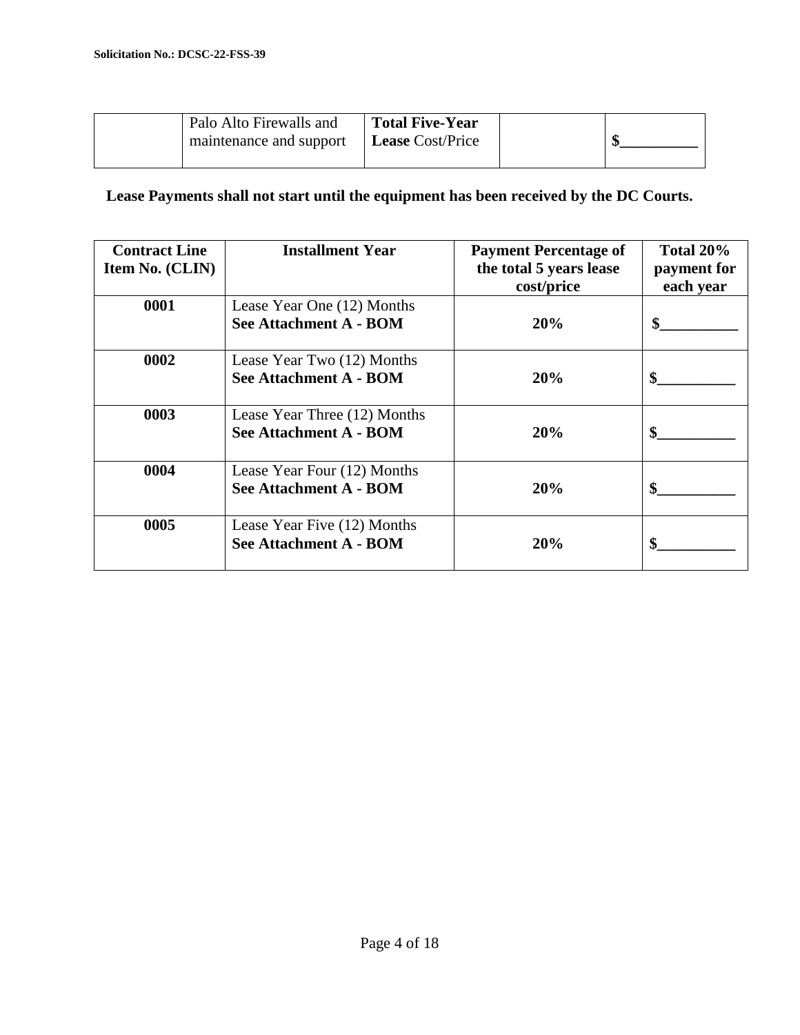| | Palo Alto Firewalls and maintenance and support | **Total Five-Year Lease** Cost/Price | | **$__________** |
|---|---|---|---|---|

**Lease Payments shall not start until the equipment has been received by the DC Courts.**

| Contract Line Item No. (CLIN) | Installment Year | Payment Percentage of the total 5 years lease cost/price | Total 20% payment for each year |
|---|---|---|---|
| **0001** | Lease Year One (12) Months **See Attachment A - BOM** | **20%** | **$__________** |
| **0002** | Lease Year Two (12) Months **See Attachment A - BOM** | **20%** | **$__________** |
| **0003** | Lease Year Three (12) Months **See Attachment A - BOM** | **20%** | **$__________** |
| **0004** | Lease Year Four (12) Months **See Attachment A - BOM** | **20%** | **$__________** |
| **0005** | Lease Year Five (12) Months **See Attachment A - BOM** | **20%** | **$__________** |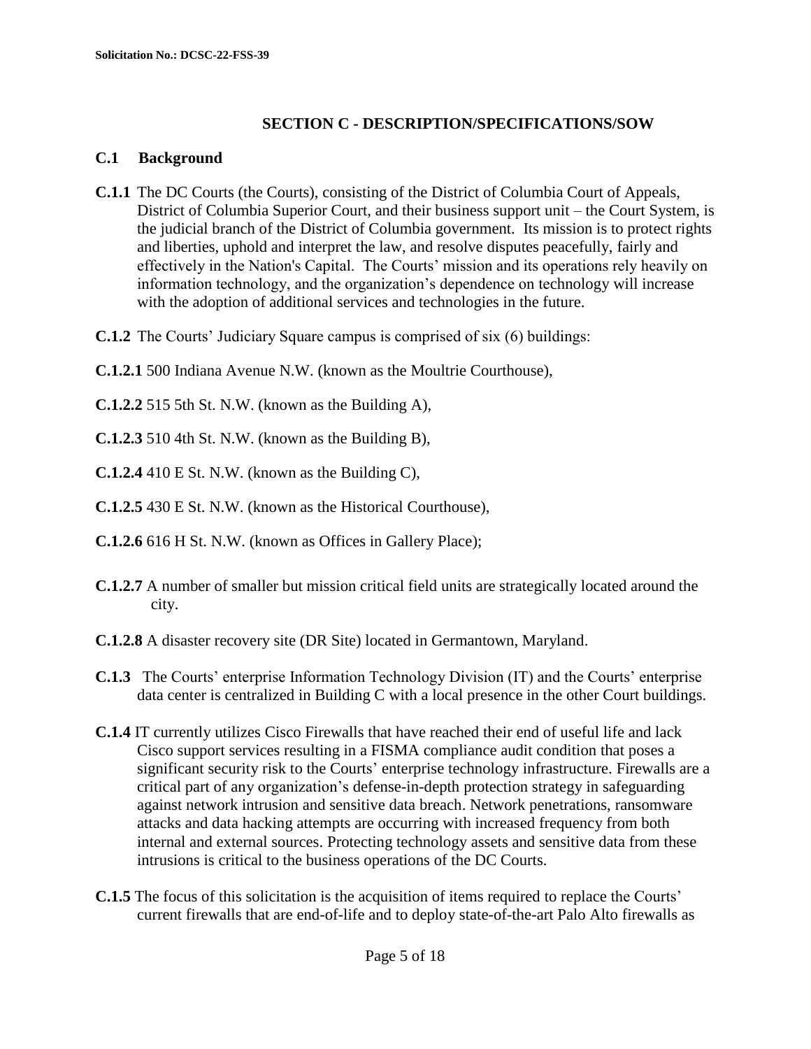## SECTION C - DESCRIPTION/SPECIFICATIONS/SOW

### C.1 Background

**C.1.1** The DC Courts (the Courts), consisting of the District of Columbia Court of Appeals, District of Columbia Superior Court, and their business support unit – the Court System, is the judicial branch of the District of Columbia government. Its mission is to protect rights and liberties, uphold and interpret the law, and resolve disputes peacefully, fairly and effectively in the Nation's Capital. The Courts' mission and its operations rely heavily on information technology, and the organization's dependence on technology will increase with the adoption of additional services and technologies in the future.

**C.1.2** The Courts' Judiciary Square campus is comprised of six (6) buildings:

**C.1.2.1** 500 Indiana Avenue N.W. (known as the Moultrie Courthouse),

**C.1.2.2** 515 5th St. N.W. (known as the Building A),

**C.1.2.3** 510 4th St. N.W. (known as the Building B),

**C.1.2.4** 410 E St. N.W. (known as the Building C),

**C.1.2.5** 430 E St. N.W. (known as the Historical Courthouse),

**C.1.2.6** 616 H St. N.W. (known as Offices in Gallery Place);

**C.1.2.7** A number of smaller but mission critical field units are strategically located around the city.

**C.1.2.8** A disaster recovery site (DR Site) located in Germantown, Maryland.

**C.1.3** The Courts' enterprise Information Technology Division (IT) and the Courts' enterprise data center is centralized in Building C with a local presence in the other Court buildings.

**C.1.4** IT currently utilizes Cisco Firewalls that have reached their end of useful life and lack Cisco support services resulting in a FISMA compliance audit condition that poses a significant security risk to the Courts' enterprise technology infrastructure. Firewalls are a critical part of any organization's defense-in-depth protection strategy in safeguarding against network intrusion and sensitive data breach. Network penetrations, ransomware attacks and data hacking attempts are occurring with increased frequency from both internal and external sources. Protecting technology assets and sensitive data from these intrusions is critical to the business operations of the DC Courts.

**C.1.5** The focus of this solicitation is the acquisition of items required to replace the Courts' current firewalls that are end-of-life and to deploy state-of-the-art Palo Alto firewalls as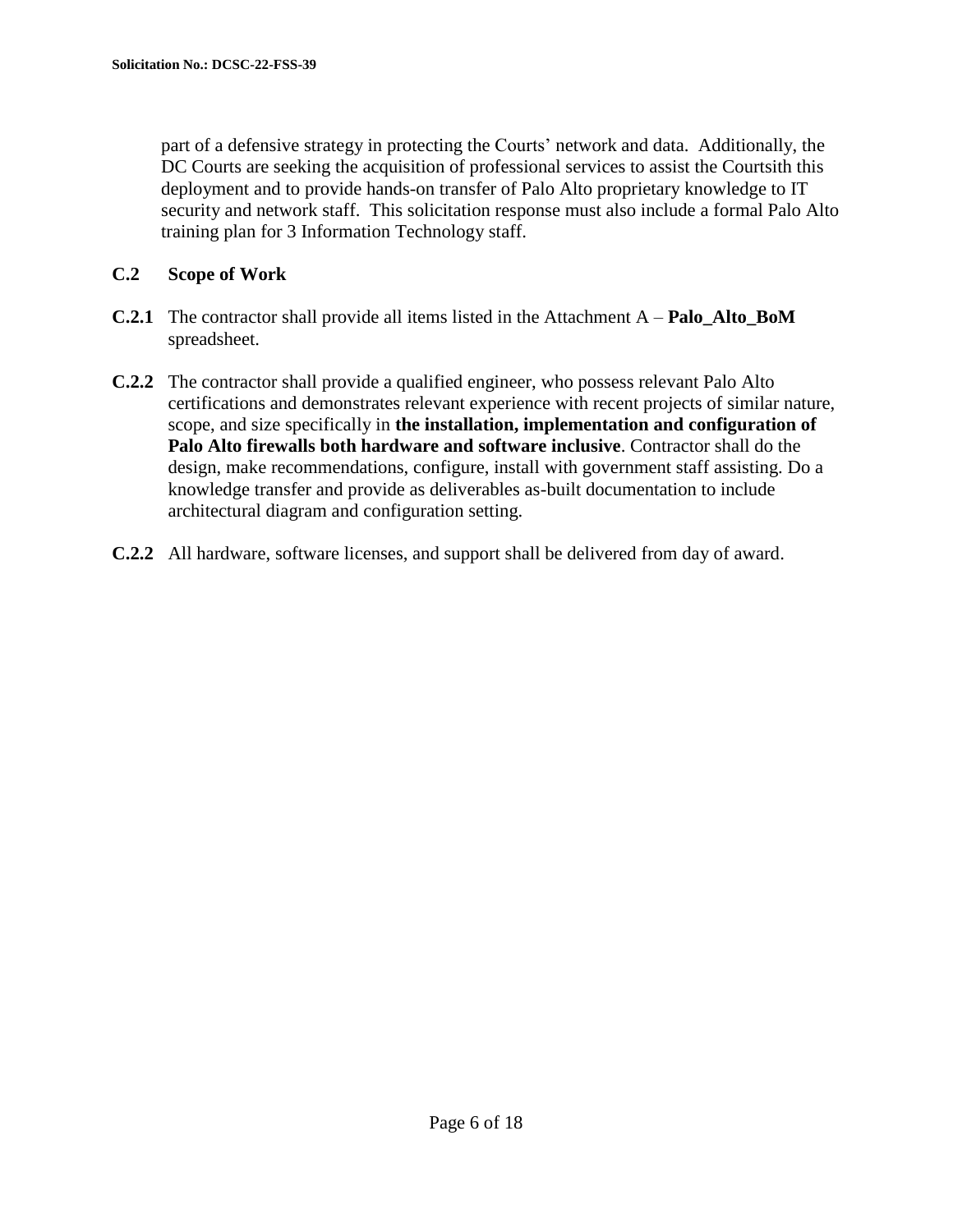part of a defensive strategy in protecting the Courts' network and data. Additionally, the DC Courts are seeking the acquisition of professional services to assist the Courtsith this deployment and to provide hands-on transfer of Palo Alto proprietary knowledge to IT security and network staff. This solicitation response must also include a formal Palo Alto training plan for 3 Information Technology staff.

## C.2 Scope of Work

**C.2.1** The contractor shall provide all items listed in the Attachment A – **Palo_Alto_BoM** spreadsheet.

**C.2.2** The contractor shall provide a qualified engineer, who possess relevant Palo Alto certifications and demonstrates relevant experience with recent projects of similar nature, scope, and size specifically in **the installation, implementation and configuration of Palo Alto firewalls both hardware and software inclusive**. Contractor shall do the design, make recommendations, configure, install with government staff assisting. Do a knowledge transfer and provide as deliverables as-built documentation to include architectural diagram and configuration setting.

**C.2.2** All hardware, software licenses, and support shall be delivered from day of award.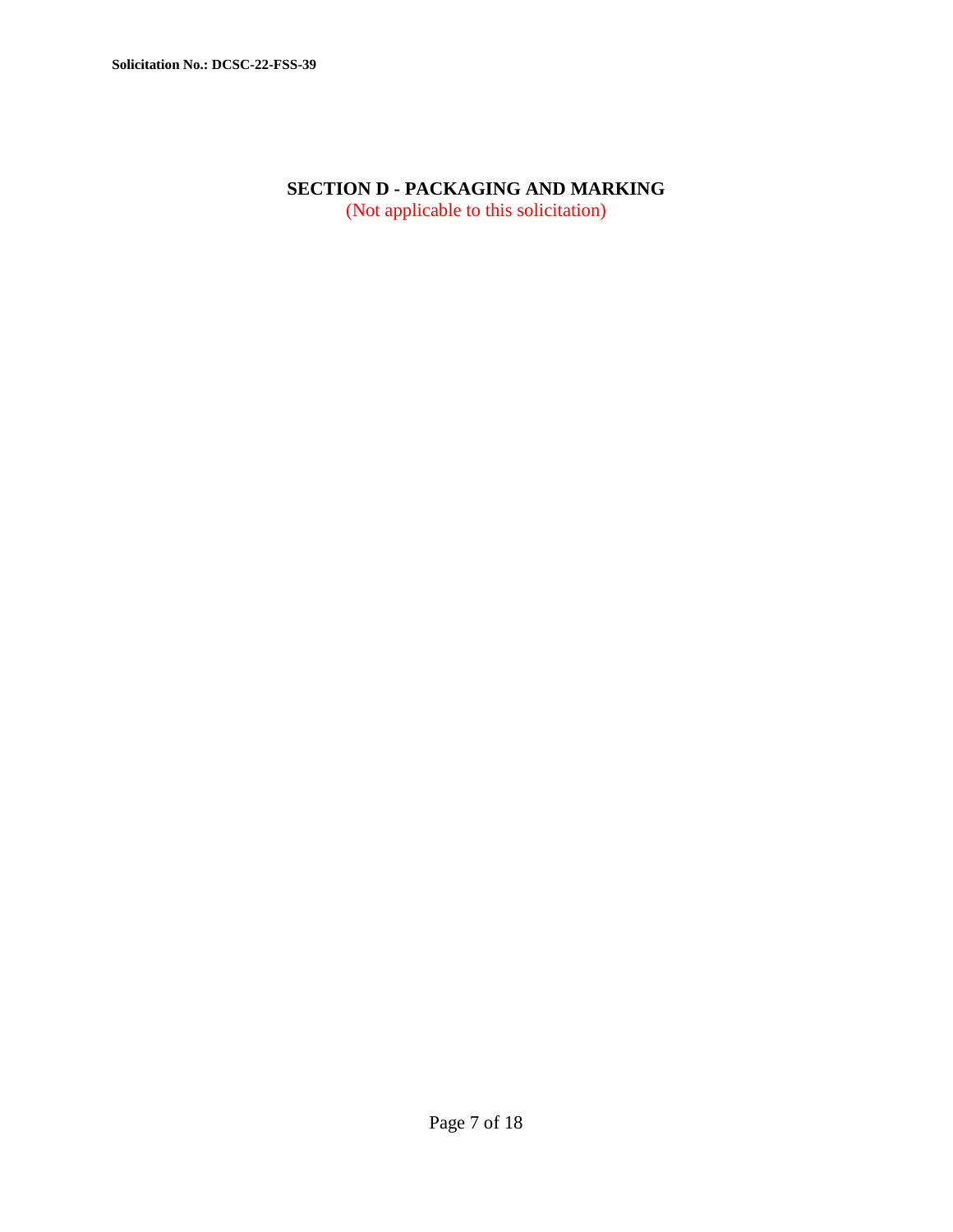## SECTION D - PACKAGING AND MARKING

(Not applicable to this solicitation)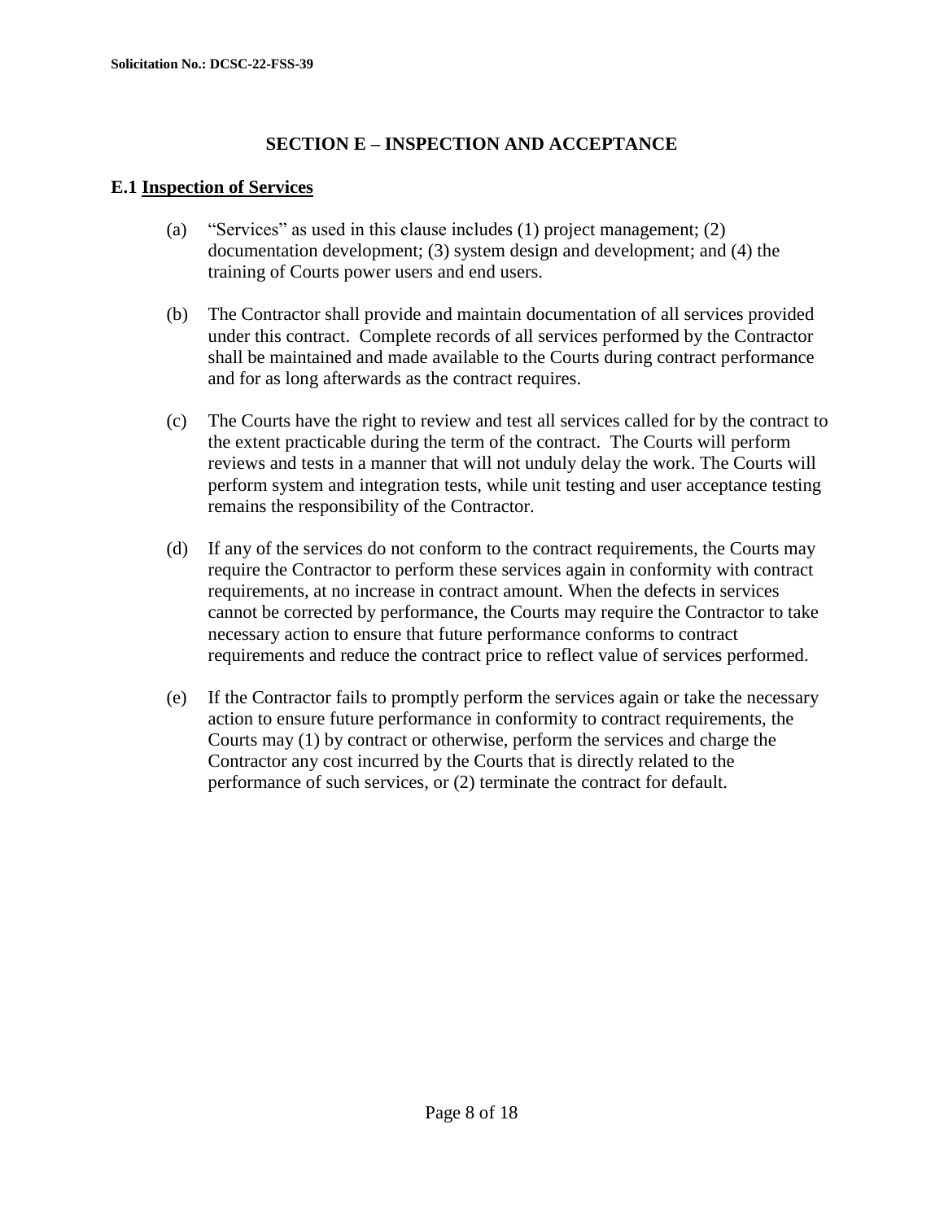## SECTION E – INSPECTION AND ACCEPTANCE

### E.1 Inspection of Services

(a) "Services" as used in this clause includes (1) project management; (2) documentation development; (3) system design and development; and (4) the training of Courts power users and end users.

(b) The Contractor shall provide and maintain documentation of all services provided under this contract. Complete records of all services performed by the Contractor shall be maintained and made available to the Courts during contract performance and for as long afterwards as the contract requires.

(c) The Courts have the right to review and test all services called for by the contract to the extent practicable during the term of the contract. The Courts will perform reviews and tests in a manner that will not unduly delay the work. The Courts will perform system and integration tests, while unit testing and user acceptance testing remains the responsibility of the Contractor.

(d) If any of the services do not conform to the contract requirements, the Courts may require the Contractor to perform these services again in conformity with contract requirements, at no increase in contract amount. When the defects in services cannot be corrected by performance, the Courts may require the Contractor to take necessary action to ensure that future performance conforms to contract requirements and reduce the contract price to reflect value of services performed.

(e) If the Contractor fails to promptly perform the services again or take the necessary action to ensure future performance in conformity to contract requirements, the Courts may (1) by contract or otherwise, perform the services and charge the Contractor any cost incurred by the Courts that is directly related to the performance of such services, or (2) terminate the contract for default.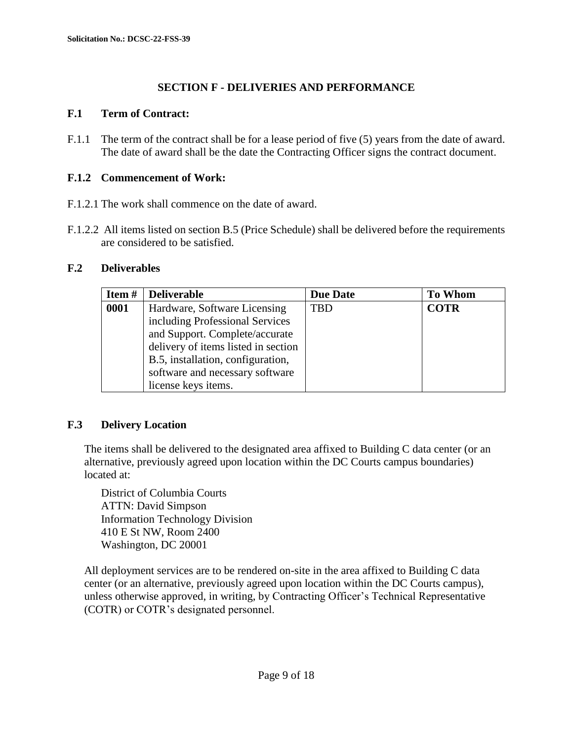## SECTION F - DELIVERIES AND PERFORMANCE

### F.1 Term of Contract:

F.1.1 The term of the contract shall be for a lease period of five (5) years from the date of award. The date of award shall be the date the Contracting Officer signs the contract document.

### F.1.2 Commencement of Work:

F.1.2.1 The work shall commence on the date of award.

F.1.2.2 All items listed on section B.5 (Price Schedule) shall be delivered before the requirements are considered to be satisfied.

### F.2 Deliverables

| Item # | Deliverable | Due Date | To Whom |
|---|---|---|---|
| **0001** | Hardware, Software Licensing including Professional Services and Support. Complete/accurate delivery of items listed in section B.5, installation, configuration, software and necessary software license keys items. | TBD | **COTR** |

### F.3 Delivery Location

The items shall be delivered to the designated area affixed to Building C data center (or an alternative, previously agreed upon location within the DC Courts campus boundaries) located at:

District of Columbia Courts
ATTN: David Simpson
Information Technology Division
410 E St NW, Room 2400
Washington, DC 20001

All deployment services are to be rendered on-site in the area affixed to Building C data center (or an alternative, previously agreed upon location within the DC Courts campus), unless otherwise approved, in writing, by Contracting Officer's Technical Representative (COTR) or COTR's designated personnel.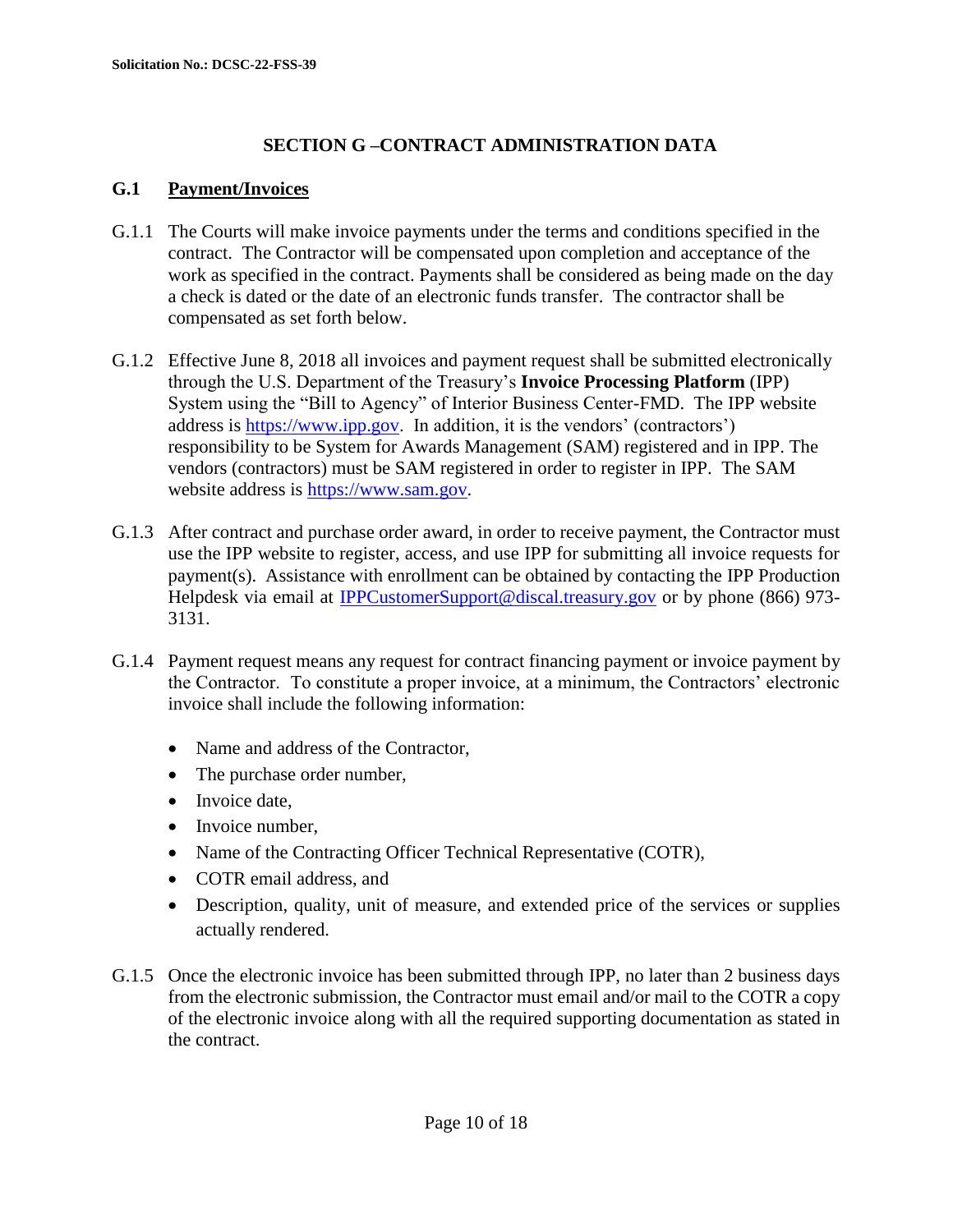## SECTION G –CONTRACT ADMINISTRATION DATA

### G.1 Payment/Invoices

G.1.1 The Courts will make invoice payments under the terms and conditions specified in the contract. The Contractor will be compensated upon completion and acceptance of the work as specified in the contract. Payments shall be considered as being made on the day a check is dated or the date of an electronic funds transfer. The contractor shall be compensated as set forth below.

G.1.2 Effective June 8, 2018 all invoices and payment request shall be submitted electronically through the U.S. Department of the Treasury's **Invoice Processing Platform** (IPP) System using the "Bill to Agency" of Interior Business Center-FMD. The IPP website address is https://www.ipp.gov. In addition, it is the vendors' (contractors') responsibility to be System for Awards Management (SAM) registered and in IPP. The vendors (contractors) must be SAM registered in order to register in IPP. The SAM website address is https://www.sam.gov.

G.1.3 After contract and purchase order award, in order to receive payment, the Contractor must use the IPP website to register, access, and use IPP for submitting all invoice requests for payment(s). Assistance with enrollment can be obtained by contacting the IPP Production Helpdesk via email at IPPCustomerSupport@discal.treasury.gov or by phone (866) 973-3131.

G.1.4 Payment request means any request for contract financing payment or invoice payment by the Contractor. To constitute a proper invoice, at a minimum, the Contractors' electronic invoice shall include the following information:

- Name and address of the Contractor,
- The purchase order number,
- Invoice date,
- Invoice number,
- Name of the Contracting Officer Technical Representative (COTR),
- COTR email address, and
- Description, quality, unit of measure, and extended price of the services or supplies actually rendered.

G.1.5 Once the electronic invoice has been submitted through IPP, no later than 2 business days from the electronic submission, the Contractor must email and/or mail to the COTR a copy of the electronic invoice along with all the required supporting documentation as stated in the contract.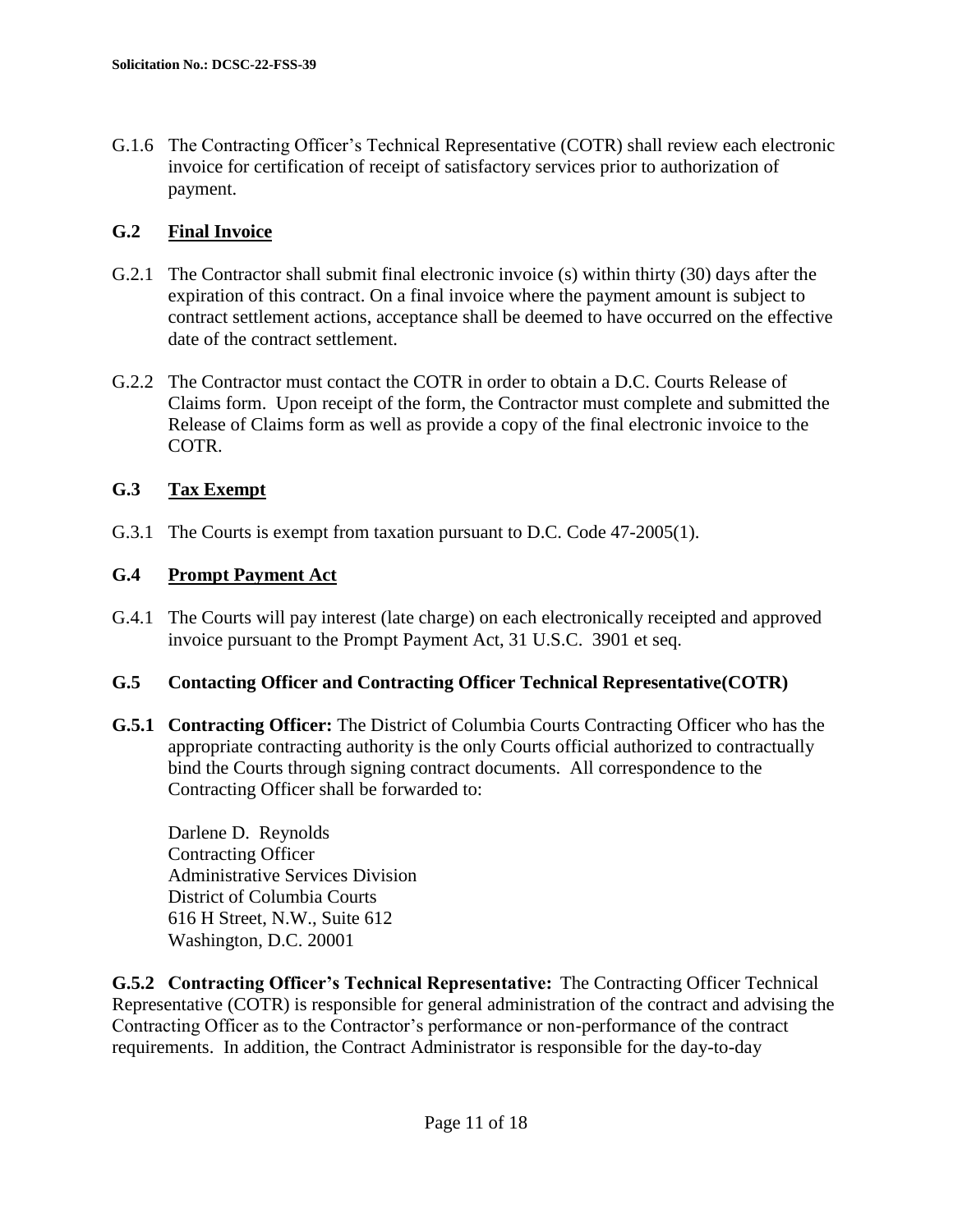G.1.6 The Contracting Officer's Technical Representative (COTR) shall review each electronic invoice for certification of receipt of satisfactory services prior to authorization of payment.

## G.2 Final Invoice

G.2.1 The Contractor shall submit final electronic invoice (s) within thirty (30) days after the expiration of this contract. On a final invoice where the payment amount is subject to contract settlement actions, acceptance shall be deemed to have occurred on the effective date of the contract settlement.

G.2.2 The Contractor must contact the COTR in order to obtain a D.C. Courts Release of Claims form. Upon receipt of the form, the Contractor must complete and submitted the Release of Claims form as well as provide a copy of the final electronic invoice to the COTR.

## G.3 Tax Exempt

G.3.1 The Courts is exempt from taxation pursuant to D.C. Code 47-2005(1).

## G.4 Prompt Payment Act

G.4.1 The Courts will pay interest (late charge) on each electronically receipted and approved invoice pursuant to the Prompt Payment Act, 31 U.S.C. 3901 et seq.

## G.5 Contacting Officer and Contracting Officer Technical Representative(COTR)

**G.5.1 Contracting Officer:** The District of Columbia Courts Contracting Officer who has the appropriate contracting authority is the only Courts official authorized to contractually bind the Courts through signing contract documents. All correspondence to the Contracting Officer shall be forwarded to:

Darlene D. Reynolds
Contracting Officer
Administrative Services Division
District of Columbia Courts
616 H Street, N.W., Suite 612
Washington, D.C. 20001

**G.5.2 Contracting Officer's Technical Representative:** The Contracting Officer Technical Representative (COTR) is responsible for general administration of the contract and advising the Contracting Officer as to the Contractor's performance or non-performance of the contract requirements. In addition, the Contract Administrator is responsible for the day-to-day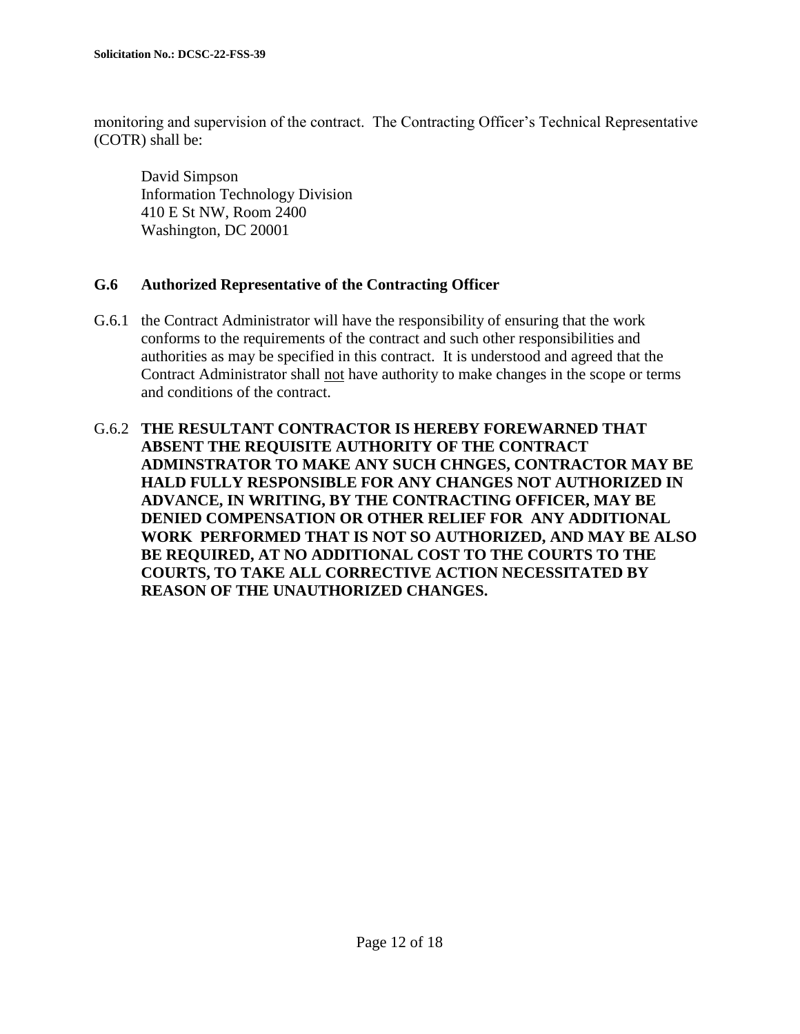monitoring and supervision of the contract. The Contracting Officer's Technical Representative (COTR) shall be:

David Simpson  
Information Technology Division  
410 E St NW, Room 2400  
Washington, DC 20001

### G.6 Authorized Representative of the Contracting Officer

G.6.1 the Contract Administrator will have the responsibility of ensuring that the work conforms to the requirements of the contract and such other responsibilities and authorities as may be specified in this contract. It is understood and agreed that the Contract Administrator shall <u>not</u> have authority to make changes in the scope or terms and conditions of the contract.

G.6.2 **THE RESULTANT CONTRACTOR IS HEREBY FOREWARNED THAT ABSENT THE REQUISITE AUTHORITY OF THE CONTRACT ADMINSTRATOR TO MAKE ANY SUCH CHNGES, CONTRACTOR MAY BE HALD FULLY RESPONSIBLE FOR ANY CHANGES NOT AUTHORIZED IN ADVANCE, IN WRITING, BY THE CONTRACTING OFFICER, MAY BE DENIED COMPENSATION OR OTHER RELIEF FOR ANY ADDITIONAL WORK PERFORMED THAT IS NOT SO AUTHORIZED, AND MAY BE ALSO BE REQUIRED, AT NO ADDITIONAL COST TO THE COURTS TO THE COURTS, TO TAKE ALL CORRECTIVE ACTION NECESSITATED BY REASON OF THE UNAUTHORIZED CHANGES.**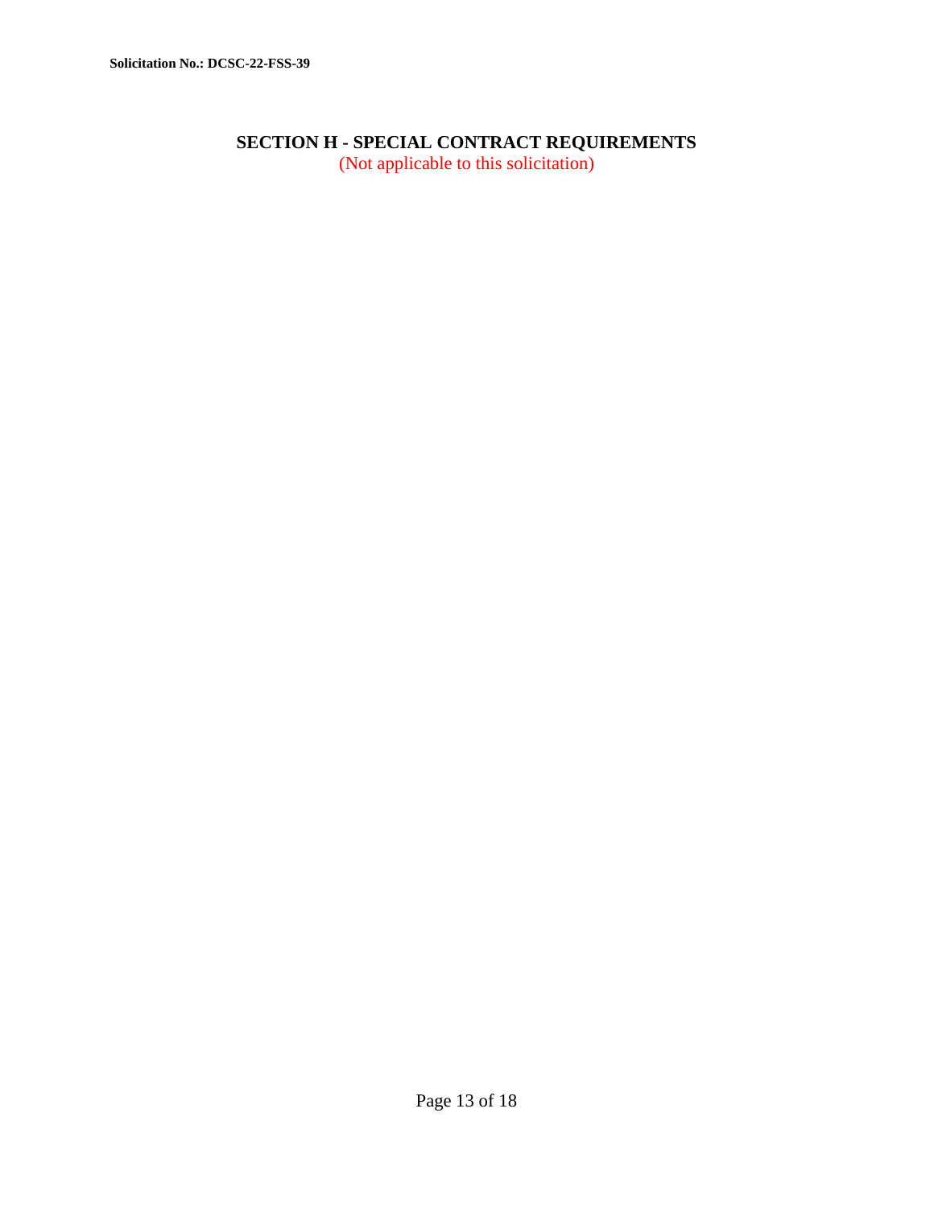# SECTION H - SPECIAL CONTRACT REQUIREMENTS

(Not applicable to this solicitation)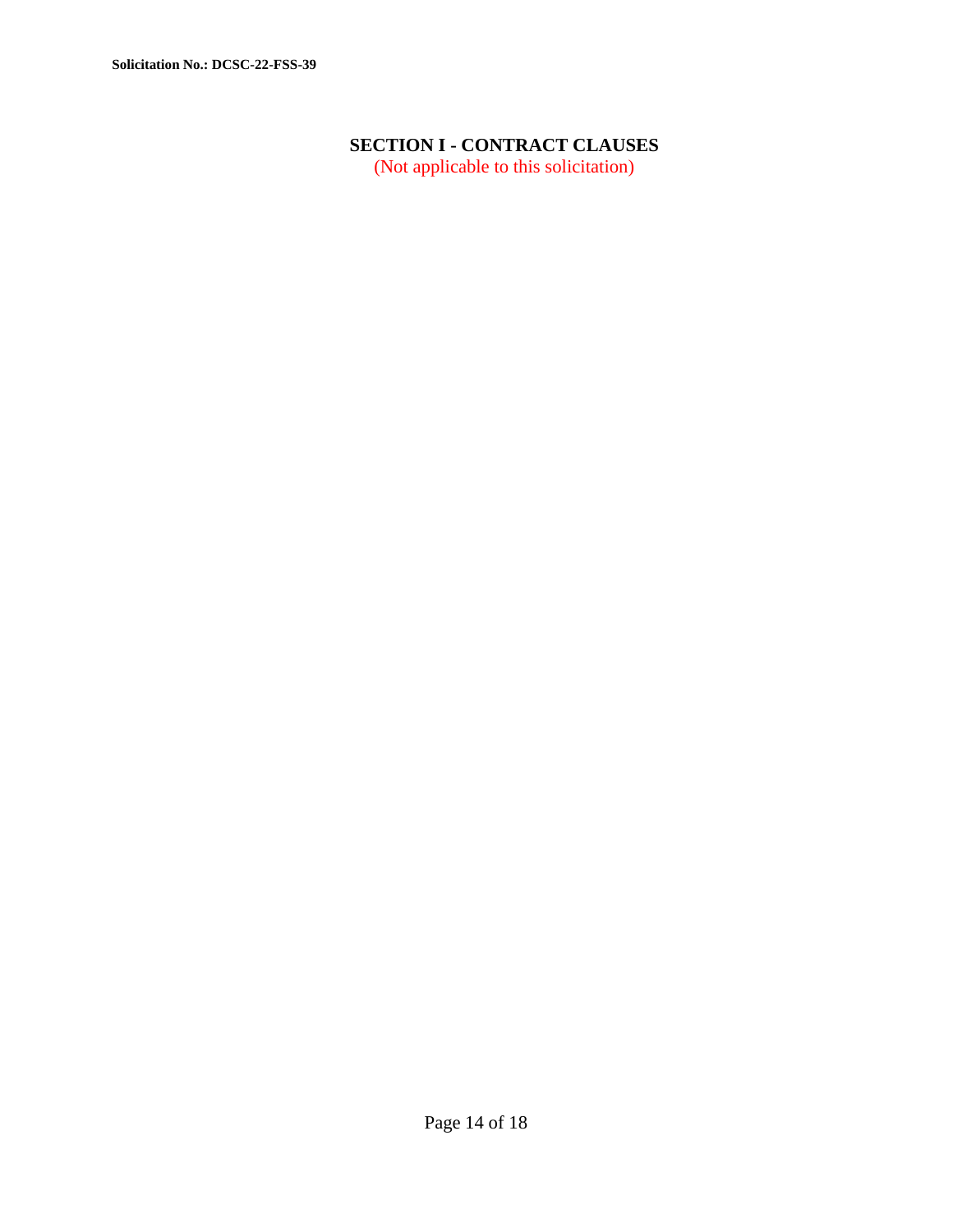# SECTION I - CONTRACT CLAUSES

(Not applicable to this solicitation)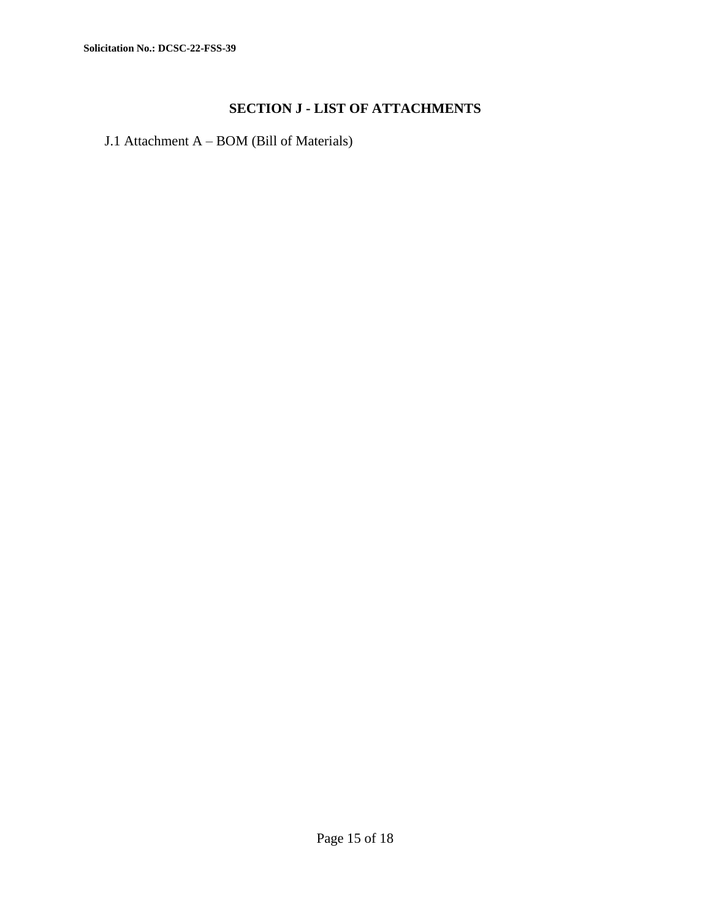## SECTION J - LIST OF ATTACHMENTS

J.1 Attachment A – BOM (Bill of Materials)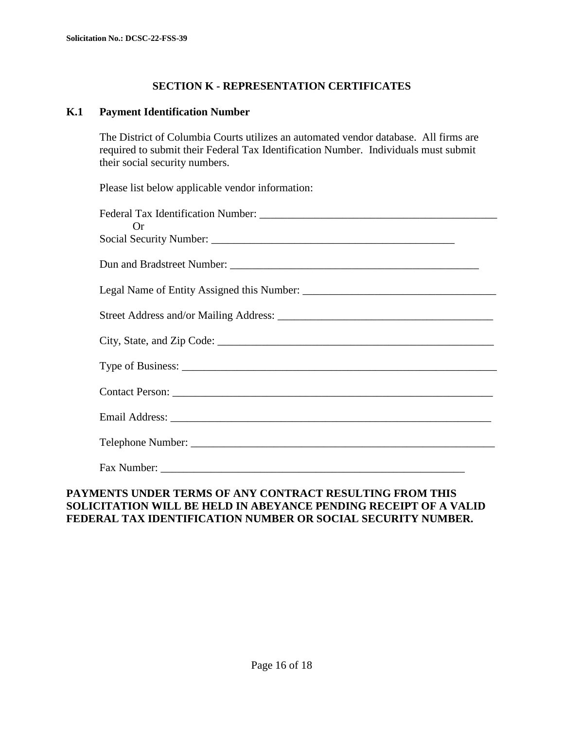## SECTION K - REPRESENTATION CERTIFICATES

### K.1 Payment Identification Number

The District of Columbia Courts utilizes an automated vendor database. All firms are required to submit their Federal Tax Identification Number. Individuals must submit their social security numbers.

Please list below applicable vendor information:

Federal Tax Identification Number: ____________________________________________

Or

Social Security Number: ____________________________________________

Dun and Bradstreet Number: ____________________________________________

Legal Name of Entity Assigned this Number: ___________________________________

Street Address and/or Mailing Address: _______________________________________

City, State, and Zip Code: __________________________________________________

Type of Business: ________________________________________________________

Contact Person: __________________________________________________________

Email Address: __________________________________________________________

Telephone Number: _______________________________________________________

Fax Number: _____________________________________________________

**PAYMENTS UNDER TERMS OF ANY CONTRACT RESULTING FROM THIS SOLICITATION WILL BE HELD IN ABEYANCE PENDING RECEIPT OF A VALID FEDERAL TAX IDENTIFICATION NUMBER OR SOCIAL SECURITY NUMBER.**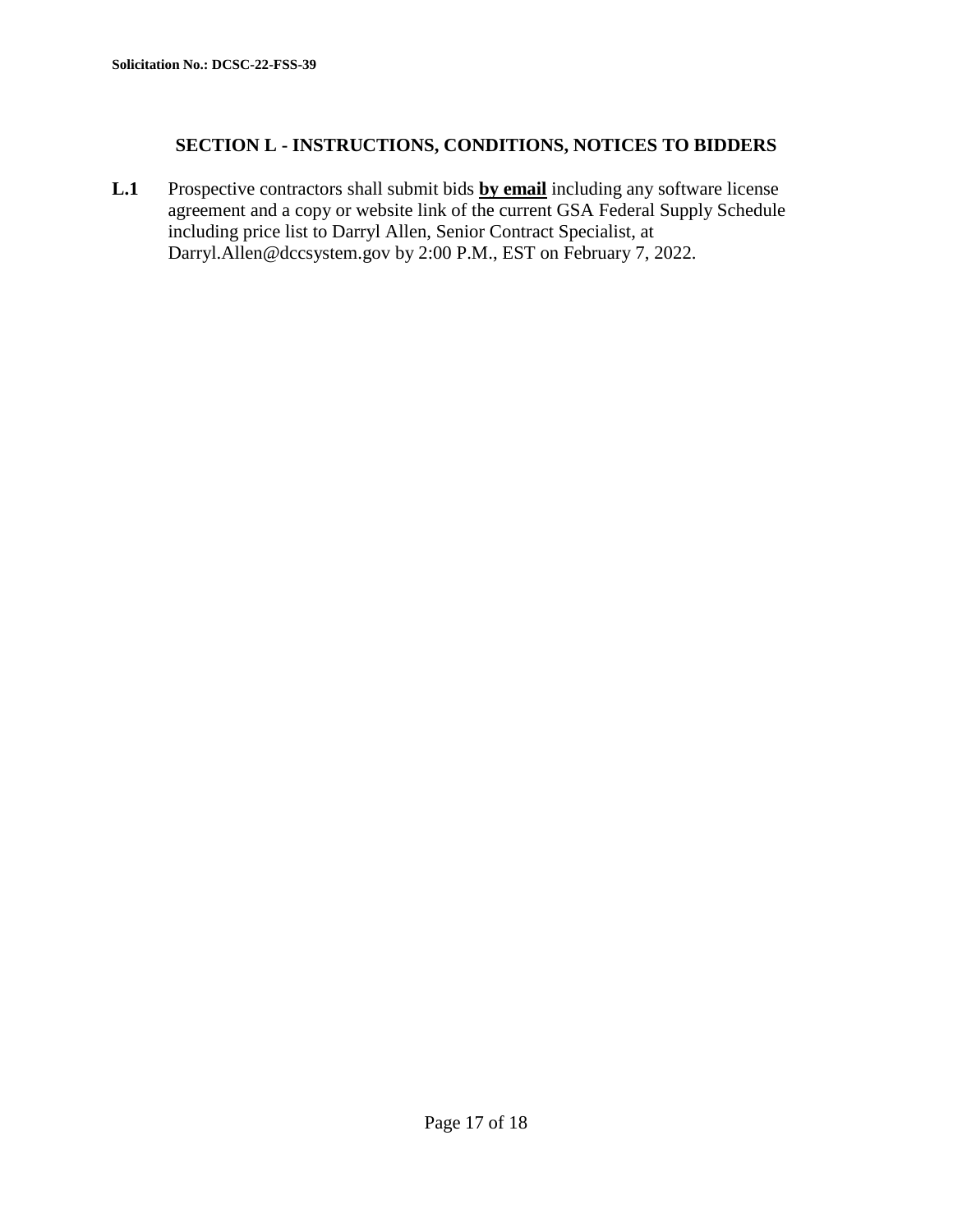## SECTION L - INSTRUCTIONS, CONDITIONS, NOTICES TO BIDDERS

**L.1** Prospective contractors shall submit bids **by email** including any software license agreement and a copy or website link of the current GSA Federal Supply Schedule including price list to Darryl Allen, Senior Contract Specialist, at Darryl.Allen@dccsystem.gov by 2:00 P.M., EST on February 7, 2022.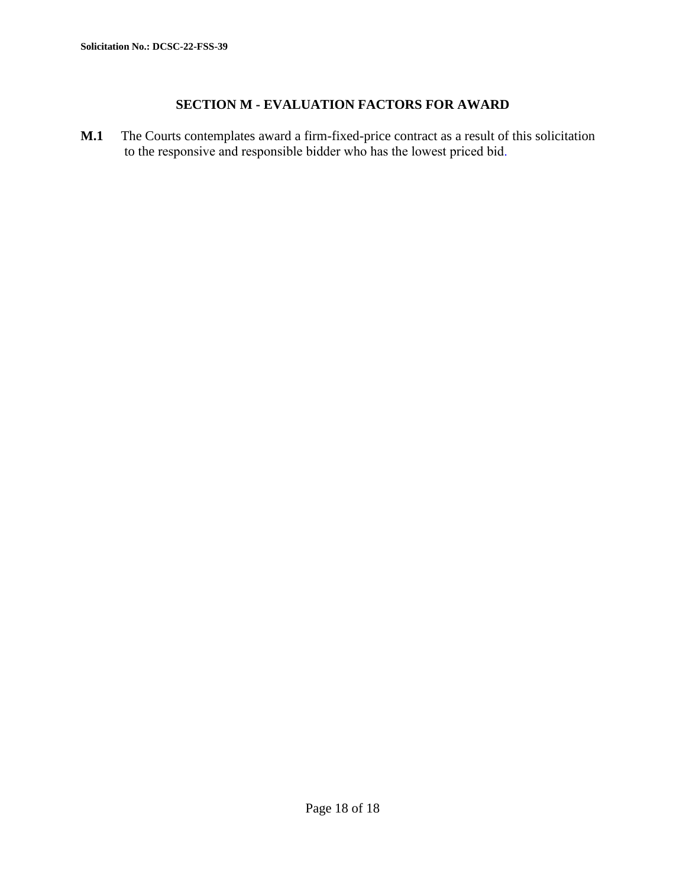## SECTION M - EVALUATION FACTORS FOR AWARD

**M.1** The Courts contemplates award a firm-fixed-price contract as a result of this solicitation to the responsive and responsible bidder who has the lowest priced bid.